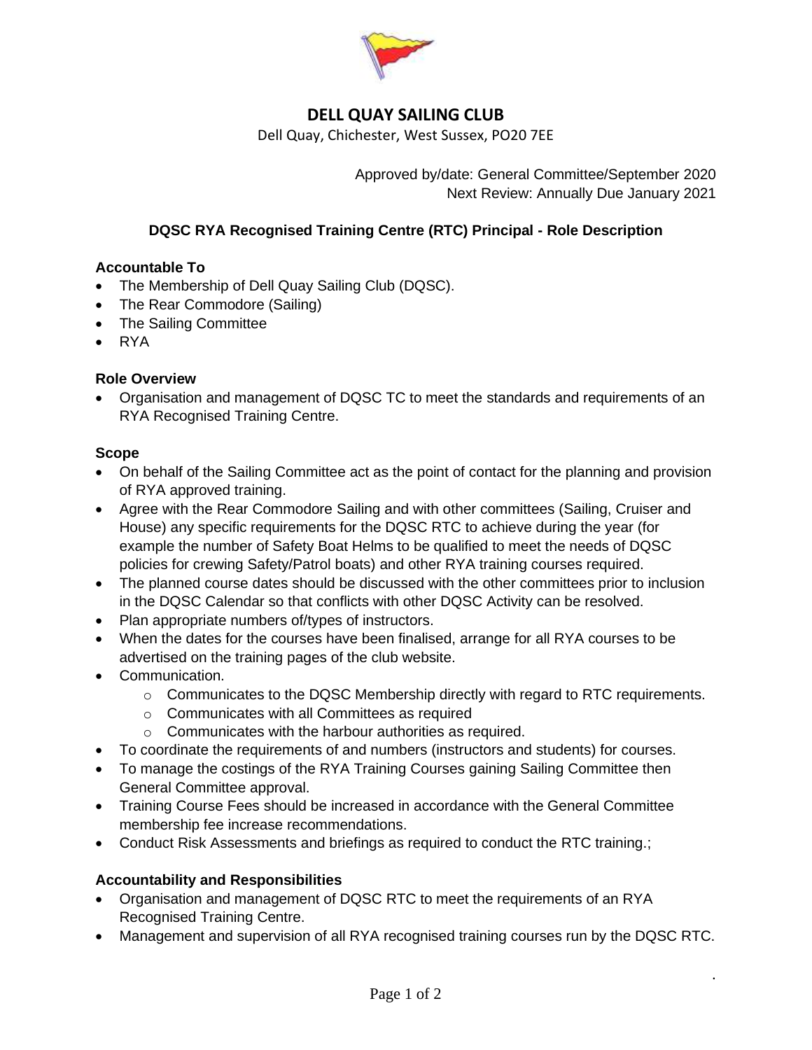# DELL QUAY SAILING CLUB

Dell Quay, Chichester, West Sussex, PO20 7EE

Approved by/date: General Committee/September 2020
Next Review: Annually Due January 2021

## DQSC RYA Recognised Training Centre (RTC) Principal - Role Description

### Accountable To

- The Membership of Dell Quay Sailing Club (DQSC).
- The Rear Commodore (Sailing)
- The Sailing Committee
- RYA

### Role Overview

- Organisation and management of DQSC TC to meet the standards and requirements of an RYA Recognised Training Centre.

### Scope

- On behalf of the Sailing Committee act as the point of contact for the planning and provision of RYA approved training.
- Agree with the Rear Commodore Sailing and with other committees (Sailing, Cruiser and House) any specific requirements for the DQSC RTC to achieve during the year (for example the number of Safety Boat Helms to be qualified to meet the needs of DQSC policies for crewing Safety/Patrol boats) and other RYA training courses required.
- The planned course dates should be discussed with the other committees prior to inclusion in the DQSC Calendar so that conflicts with other DQSC Activity can be resolved.
- Plan appropriate numbers of/types of instructors.
- When the dates for the courses have been finalised, arrange for all RYA courses to be advertised on the training pages of the club website.
- Communication.
  - Communicates to the DQSC Membership directly with regard to RTC requirements.
  - Communicates with all Committees as required
  - Communicates with the harbour authorities as required.
- To coordinate the requirements of and numbers (instructors and students) for courses.
- To manage the costings of the RYA Training Courses gaining Sailing Committee then General Committee approval.
- Training Course Fees should be increased in accordance with the General Committee membership fee increase recommendations.
- Conduct Risk Assessments and briefings as required to conduct the RTC training.;

### Accountability and Responsibilities

- Organisation and management of DQSC RTC to meet the requirements of an RYA Recognised Training Centre.
- Management and supervision of all RYA recognised training courses run by the DQSC RTC.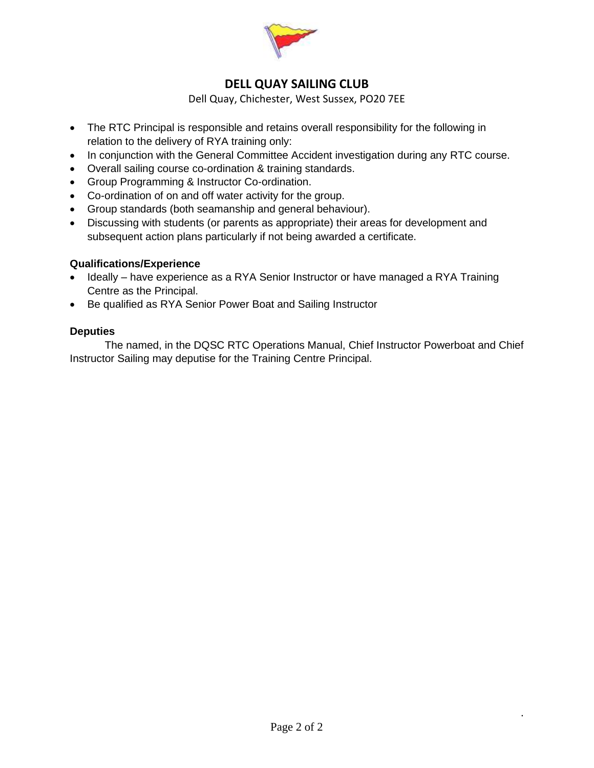**DELL QUAY SAILING CLUB**

Dell Quay, Chichester, West Sussex, PO20 7EE

- The RTC Principal is responsible and retains overall responsibility for the following in relation to the delivery of RYA training only:
- In conjunction with the General Committee Accident investigation during any RTC course.
- Overall sailing course co-ordination & training standards.
- Group Programming & Instructor Co-ordination.
- Co-ordination of on and off water activity for the group.
- Group standards (both seamanship and general behaviour).
- Discussing with students (or parents as appropriate) their areas for development and subsequent action plans particularly if not being awarded a certificate.

**Qualifications/Experience**

- Ideally – have experience as a RYA Senior Instructor or have managed a RYA Training Centre as the Principal.
- Be qualified as RYA Senior Power Boat and Sailing Instructor

**Deputies**

The named, in the DQSC RTC Operations Manual, Chief Instructor Powerboat and Chief Instructor Sailing may deputise for the Training Centre Principal.